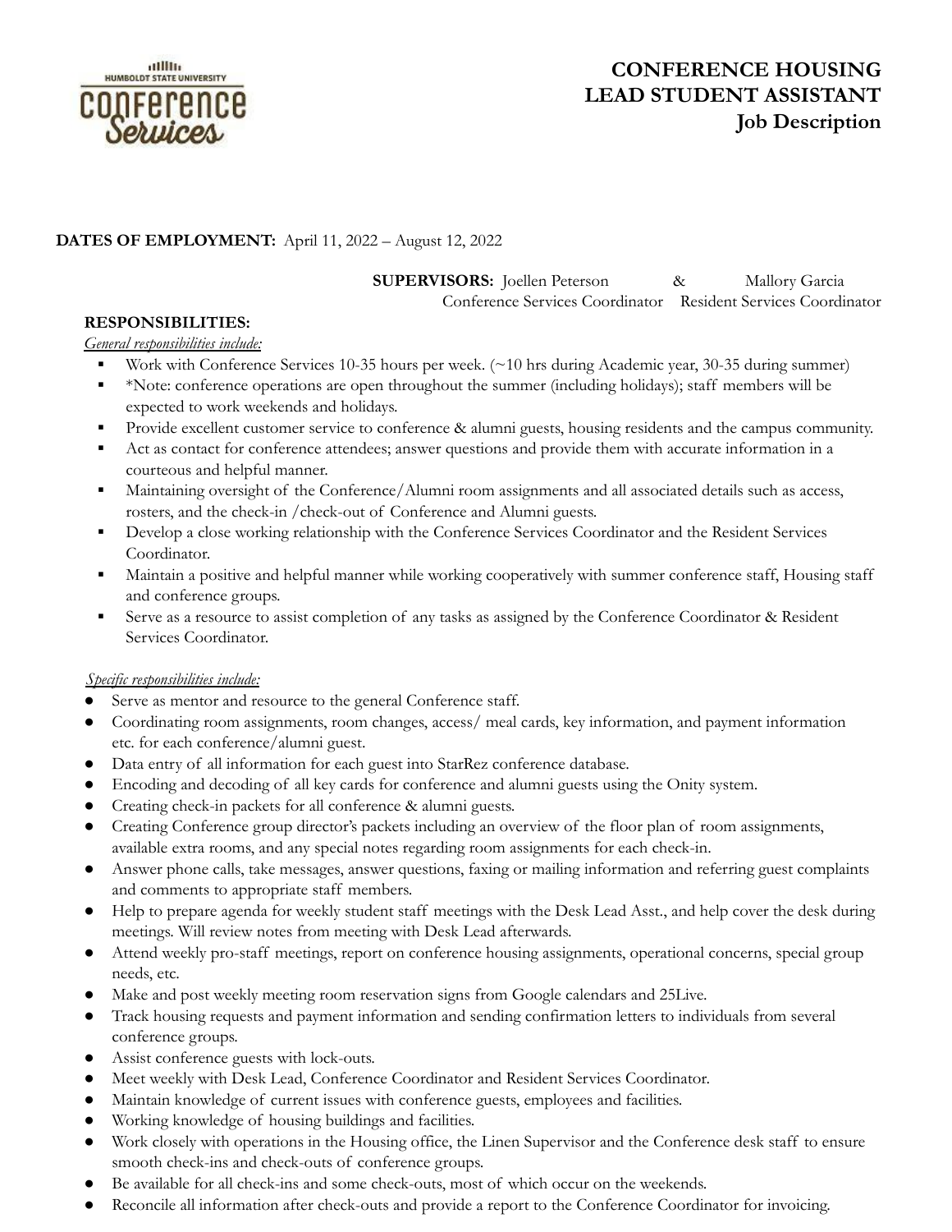# CONFERENCE HOUSING LEAD STUDENT ASSISTANT Job Description

**DATES OF EMPLOYMENT:** April 11, 2022 – August 12, 2022

**SUPERVISORS:** Joellen Peterson, Conference Services Coordinator & Mallory Garcia, Resident Services Coordinator

**RESPONSIBILITIES:**

*General responsibilities include:*

- Work with Conference Services 10-35 hours per week. (~10 hrs during Academic year, 30-35 during summer)
- *Note: conference operations are open throughout the summer (including holidays); staff members will be expected to work weekends and holidays.
- Provide excellent customer service to conference & alumni guests, housing residents and the campus community.
- Act as contact for conference attendees; answer questions and provide them with accurate information in a courteous and helpful manner.
- Maintaining oversight of the Conference/Alumni room assignments and all associated details such as access, rosters, and the check-in /check-out of Conference and Alumni guests.
- Develop a close working relationship with the Conference Services Coordinator and the Resident Services Coordinator.
- Maintain a positive and helpful manner while working cooperatively with summer conference staff, Housing staff and conference groups.
- Serve as a resource to assist completion of any tasks as assigned by the Conference Coordinator & Resident Services Coordinator.

*Specific responsibilities include:*

- Serve as mentor and resource to the general Conference staff.
- Coordinating room assignments, room changes, access/ meal cards, key information, and payment information etc. for each conference/alumni guest.
- Data entry of all information for each guest into StarRez conference database.
- Encoding and decoding of all key cards for conference and alumni guests using the Onity system.
- Creating check-in packets for all conference & alumni guests.
- Creating Conference group director's packets including an overview of the floor plan of room assignments, available extra rooms, and any special notes regarding room assignments for each check-in.
- Answer phone calls, take messages, answer questions, faxing or mailing information and referring guest complaints and comments to appropriate staff members.
- Help to prepare agenda for weekly student staff meetings with the Desk Lead Asst., and help cover the desk during meetings. Will review notes from meeting with Desk Lead afterwards.
- Attend weekly pro-staff meetings, report on conference housing assignments, operational concerns, special group needs, etc.
- Make and post weekly meeting room reservation signs from Google calendars and 25Live.
- Track housing requests and payment information and sending confirmation letters to individuals from several conference groups.
- Assist conference guests with lock-outs.
- Meet weekly with Desk Lead, Conference Coordinator and Resident Services Coordinator.
- Maintain knowledge of current issues with conference guests, employees and facilities.
- Working knowledge of housing buildings and facilities.
- Work closely with operations in the Housing office, the Linen Supervisor and the Conference desk staff to ensure smooth check-ins and check-outs of conference groups.
- Be available for all check-ins and some check-outs, most of which occur on the weekends.
- Reconcile all information after check-outs and provide a report to the Conference Coordinator for invoicing.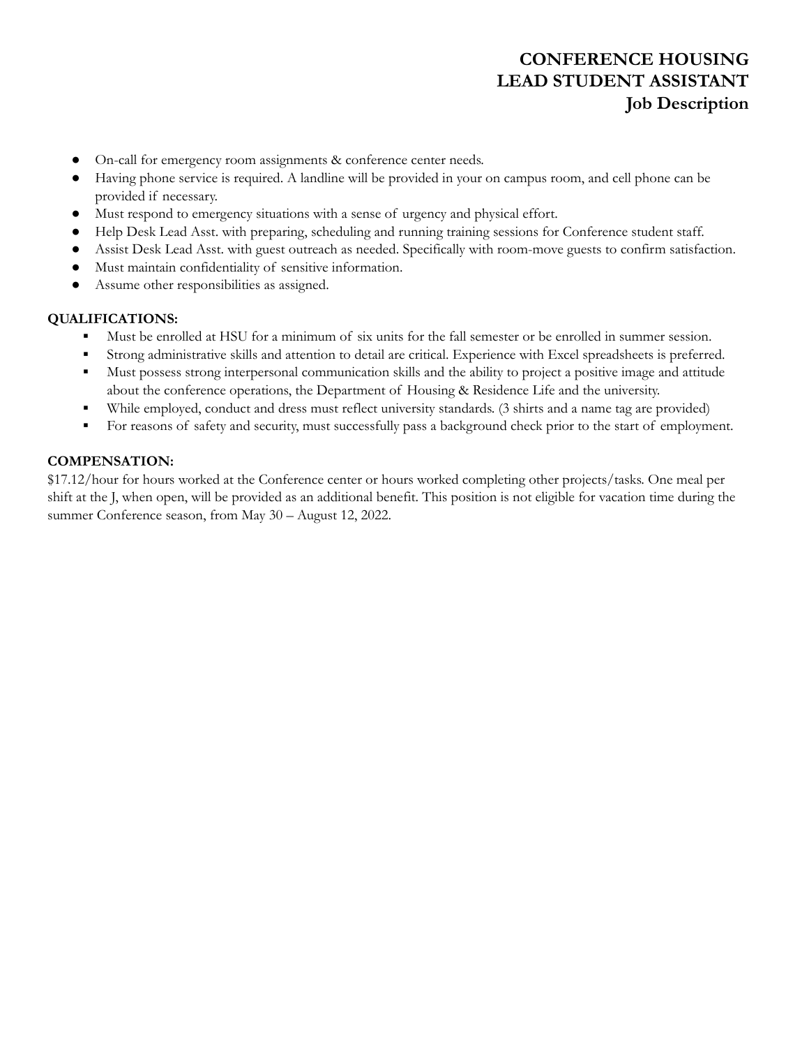# CONFERENCE HOUSING LEAD STUDENT ASSISTANT Job Description

- On-call for emergency room assignments & conference center needs.
- Having phone service is required. A landline will be provided in your on campus room, and cell phone can be provided if necessary.
- Must respond to emergency situations with a sense of urgency and physical effort.
- Help Desk Lead Asst. with preparing, scheduling and running training sessions for Conference student staff.
- Assist Desk Lead Asst. with guest outreach as needed. Specifically with room-move guests to confirm satisfaction.
- Must maintain confidentiality of sensitive information.
- Assume other responsibilities as assigned.

**QUALIFICATIONS:**

- Must be enrolled at HSU for a minimum of six units for the fall semester or be enrolled in summer session.
- Strong administrative skills and attention to detail are critical. Experience with Excel spreadsheets is preferred.
- Must possess strong interpersonal communication skills and the ability to project a positive image and attitude about the conference operations, the Department of Housing & Residence Life and the university.
- While employed, conduct and dress must reflect university standards. (3 shirts and a name tag are provided)
- For reasons of safety and security, must successfully pass a background check prior to the start of employment.

**COMPENSATION:**

$17.12/hour for hours worked at the Conference center or hours worked completing other projects/tasks. One meal per shift at the J, when open, will be provided as an additional benefit. This position is not eligible for vacation time during the summer Conference season, from May 30 – August 12, 2022.